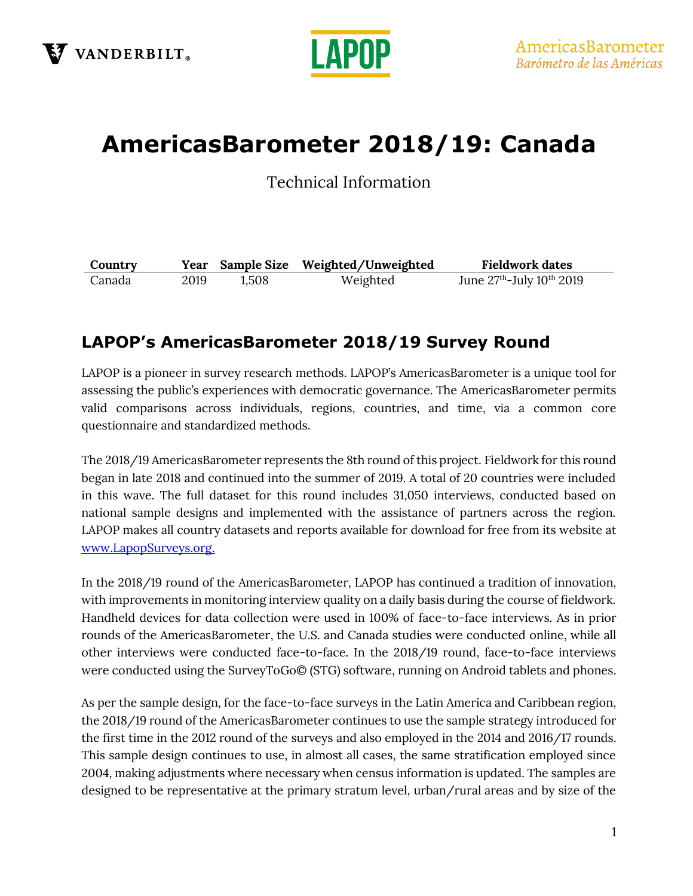# AmericasBarometer 2018/19: Canada

Technical Information

| Country | Year | Sample Size | Weighted/Unweighted | Fieldwork dates |
|---|---|---|---|---|
| Canada | 2019 | 1,508 | Weighted | June 27th-July 10th 2019 |

## LAPOP's AmericasBarometer 2018/19 Survey Round

LAPOP is a pioneer in survey research methods. LAPOP's AmericasBarometer is a unique tool for assessing the public's experiences with democratic governance. The AmericasBarometer permits valid comparisons across individuals, regions, countries, and time, via a common core questionnaire and standardized methods.

The 2018/19 AmericasBarometer represents the 8th round of this project. Fieldwork for this round began in late 2018 and continued into the summer of 2019. A total of 20 countries were included in this wave. The full dataset for this round includes 31,050 interviews, conducted based on national sample designs and implemented with the assistance of partners across the region. LAPOP makes all country datasets and reports available for download for free from its website at [www.LapopSurveys.org.](http://www.LapopSurveys.org)

In the 2018/19 round of the AmericasBarometer, LAPOP has continued a tradition of innovation, with improvements in monitoring interview quality on a daily basis during the course of fieldwork. Handheld devices for data collection were used in 100% of face-to-face interviews. As in prior rounds of the AmericasBarometer, the U.S. and Canada studies were conducted online, while all other interviews were conducted face-to-face. In the 2018/19 round, face-to-face interviews were conducted using the SurveyToGo© (STG) software, running on Android tablets and phones.

As per the sample design, for the face-to-face surveys in the Latin America and Caribbean region, the 2018/19 round of the AmericasBarometer continues to use the sample strategy introduced for the first time in the 2012 round of the surveys and also employed in the 2014 and 2016/17 rounds. This sample design continues to use, in almost all cases, the same stratification employed since 2004, making adjustments where necessary when census information is updated. The samples are designed to be representative at the primary stratum level, urban/rural areas and by size of the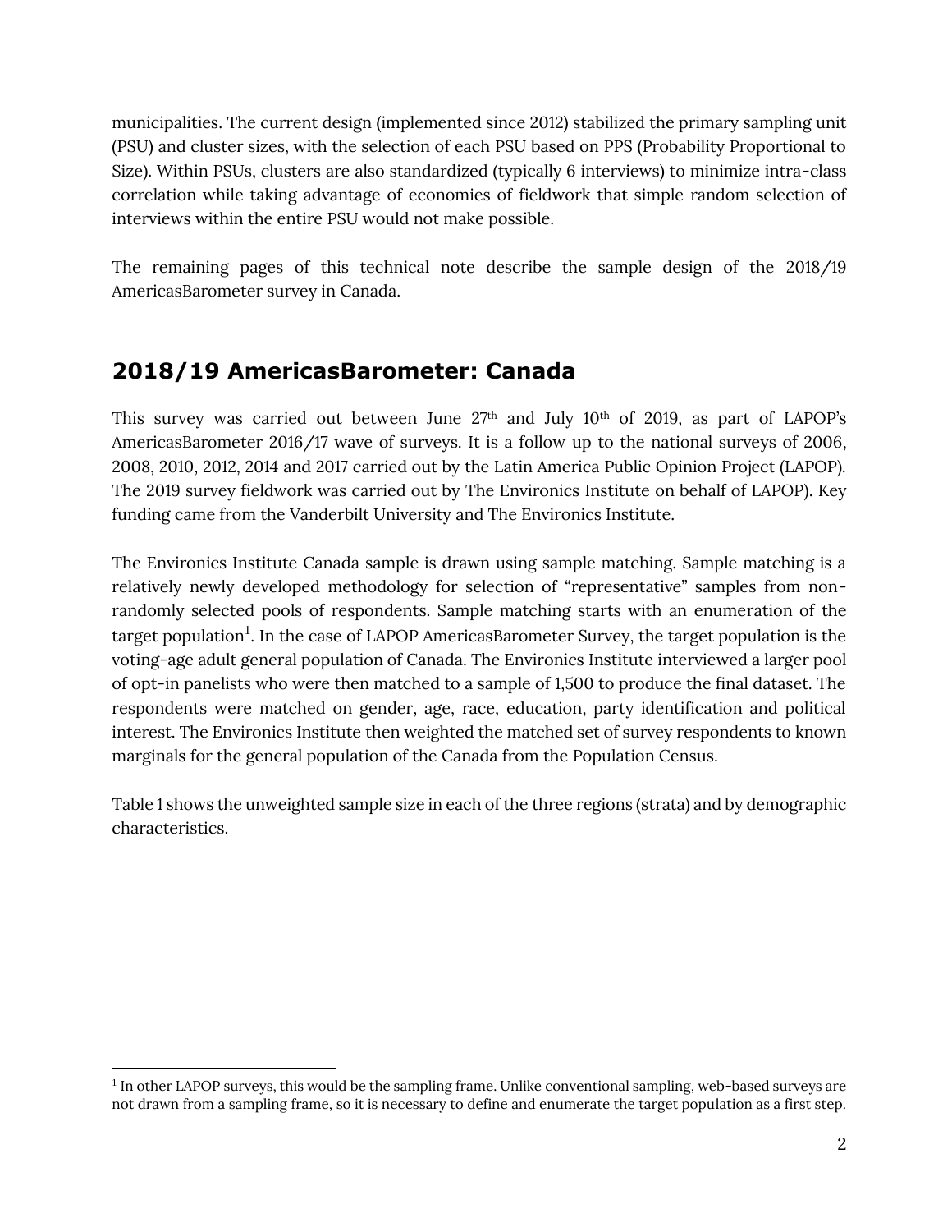municipalities. The current design (implemented since 2012) stabilized the primary sampling unit (PSU) and cluster sizes, with the selection of each PSU based on PPS (Probability Proportional to Size). Within PSUs, clusters are also standardized (typically 6 interviews) to minimize intra-class correlation while taking advantage of economies of fieldwork that simple random selection of interviews within the entire PSU would not make possible.

The remaining pages of this technical note describe the sample design of the 2018/19 AmericasBarometer survey in Canada.

## 2018/19 AmericasBarometer: Canada

This survey was carried out between June 27th and July 10th of 2019, as part of LAPOP's AmericasBarometer 2016/17 wave of surveys. It is a follow up to the national surveys of 2006, 2008, 2010, 2012, 2014 and 2017 carried out by the Latin America Public Opinion Project (LAPOP). The 2019 survey fieldwork was carried out by The Environics Institute on behalf of LAPOP). Key funding came from the Vanderbilt University and The Environics Institute.

The Environics Institute Canada sample is drawn using sample matching. Sample matching is a relatively newly developed methodology for selection of "representative" samples from non-randomly selected pools of respondents. Sample matching starts with an enumeration of the target population[1]. In the case of LAPOP AmericasBarometer Survey, the target population is the voting-age adult general population of Canada. The Environics Institute interviewed a larger pool of opt-in panelists who were then matched to a sample of 1,500 to produce the final dataset. The respondents were matched on gender, age, race, education, party identification and political interest. The Environics Institute then weighted the matched set of survey respondents to known marginals for the general population of the Canada from the Population Census.

Table 1 shows the unweighted sample size in each of the three regions (strata) and by demographic characteristics.

[1] In other LAPOP surveys, this would be the sampling frame. Unlike conventional sampling, web-based surveys are not drawn from a sampling frame, so it is necessary to define and enumerate the target population as a first step.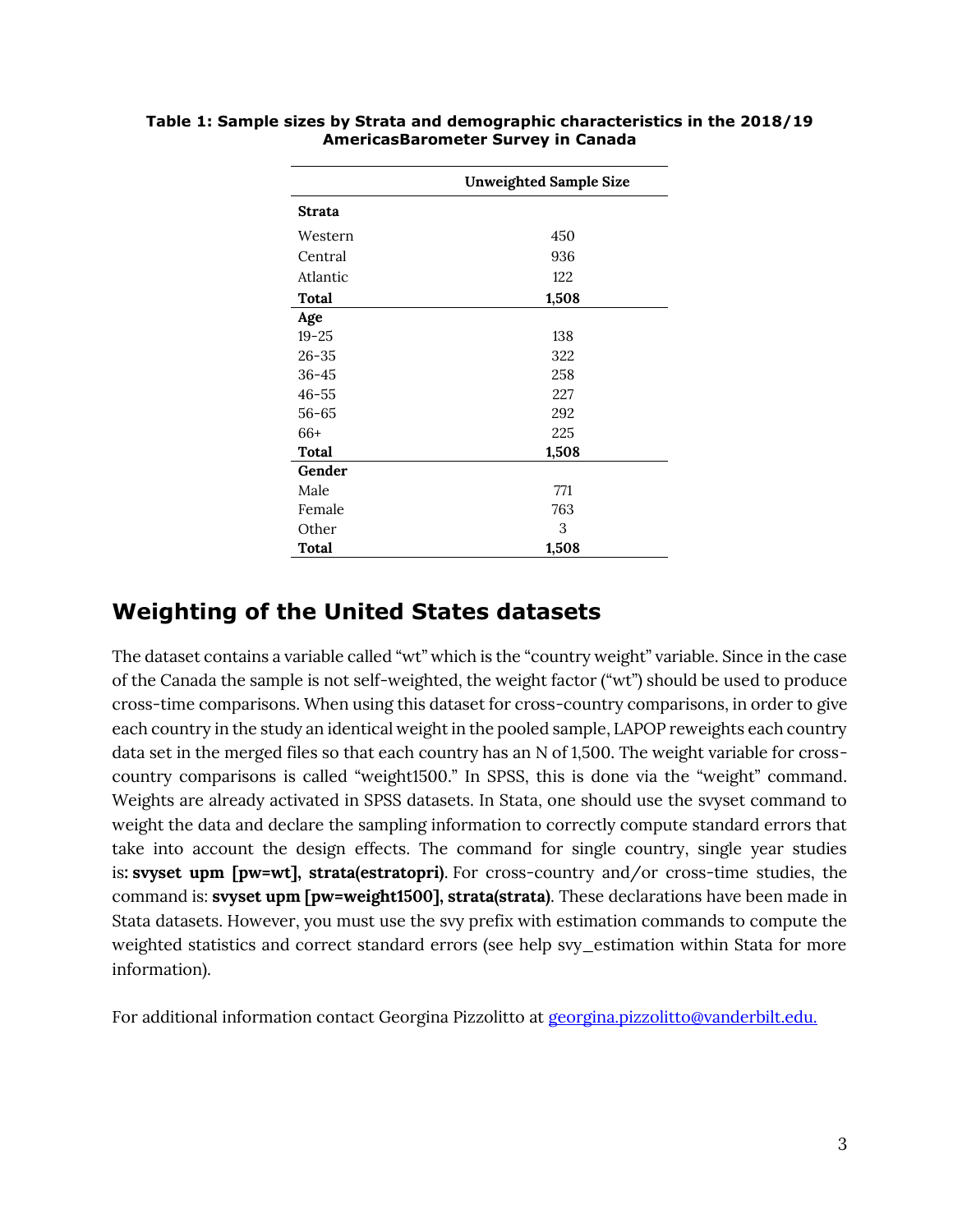**Table 1: Sample sizes by Strata and demographic characteristics in the 2018/19 AmericasBarometer Survey in Canada**

| | Unweighted Sample Size |
|---|---|
| **Strata** | |
| Western | 450 |
| Central | 936 |
| Atlantic | 122 |
| **Total** | **1,508** |
| **Age** | |
| 19-25 | 138 |
| 26-35 | 322 |
| 36-45 | 258 |
| 46-55 | 227 |
| 56-65 | 292 |
| 66+ | 225 |
| **Total** | **1,508** |
| **Gender** | |
| Male | 771 |
| Female | 763 |
| Other | 3 |
| **Total** | **1,508** |

## Weighting of the United States datasets

The dataset contains a variable called "wt" which is the "country weight" variable. Since in the case of the Canada the sample is not self-weighted, the weight factor ("wt") should be used to produce cross-time comparisons. When using this dataset for cross-country comparisons, in order to give each country in the study an identical weight in the pooled sample, LAPOP reweights each country data set in the merged files so that each country has an N of 1,500. The weight variable for cross-country comparisons is called "weight1500." In SPSS, this is done via the "weight" command. Weights are already activated in SPSS datasets. In Stata, one should use the svyset command to weight the data and declare the sampling information to correctly compute standard errors that take into account the design effects. The command for single country, single year studies is: **svyset upm [pw=wt], strata(estratopri)**. For cross-country and/or cross-time studies, the command is: **svyset upm [pw=weight1500], strata(strata)**. These declarations have been made in Stata datasets. However, you must use the svy prefix with estimation commands to compute the weighted statistics and correct standard errors (see help svy_estimation within Stata for more information).

For additional information contact Georgina Pizzolitto at georgina.pizzolitto@vanderbilt.edu.